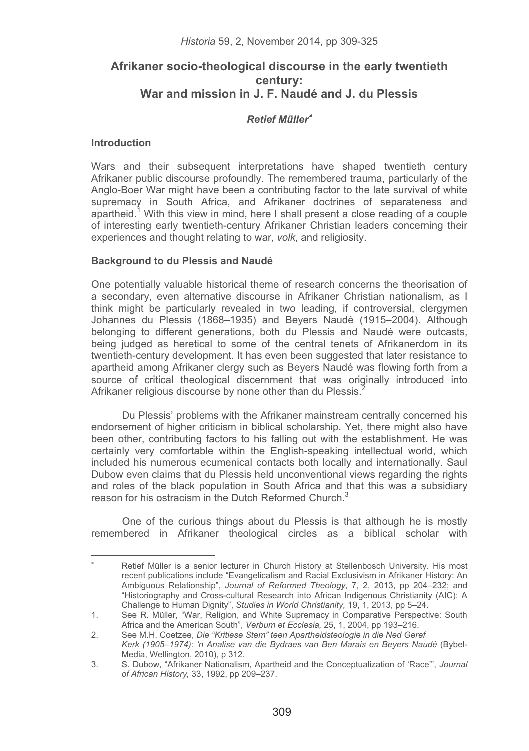# Afrikaner socio-theological discourse in the early twentieth century: War and mission in J. F. Naudé and J. du Plessis

***Retief Müller*[*]**

## Introduction

Wars and their subsequent interpretations have shaped twentieth century Afrikaner public discourse profoundly. The remembered trauma, particularly of the Anglo-Boer War might have been a contributing factor to the late survival of white supremacy in South Africa, and Afrikaner doctrines of separateness and apartheid.[1] With this view in mind, here I shall present a close reading of a couple of interesting early twentieth-century Afrikaner Christian leaders concerning their experiences and thought relating to war, *volk*, and religiosity.

## Background to du Plessis and Naudé

One potentially valuable historical theme of research concerns the theorisation of a secondary, even alternative discourse in Afrikaner Christian nationalism, as I think might be particularly revealed in two leading, if controversial, clergymen Johannes du Plessis (1868–1935) and Beyers Naudé (1915–2004). Although belonging to different generations, both du Plessis and Naudé were outcasts, being judged as heretical to some of the central tenets of Afrikanerdom in its twentieth-century development. It has even been suggested that later resistance to apartheid among Afrikaner clergy such as Beyers Naudé was flowing forth from a source of critical theological discernment that was originally introduced into Afrikaner religious discourse by none other than du Plessis.[2]

Du Plessis' problems with the Afrikaner mainstream centrally concerned his endorsement of higher criticism in biblical scholarship. Yet, there might also have been other, contributing factors to his falling out with the establishment. He was certainly very comfortable within the English-speaking intellectual world, which included his numerous ecumenical contacts both locally and internationally. Saul Dubow even claims that du Plessis held unconventional views regarding the rights and roles of the black population in South Africa and that this was a subsidiary reason for his ostracism in the Dutch Reformed Church.[3]

One of the curious things about du Plessis is that although he is mostly remembered in Afrikaner theological circles as a biblical scholar with

---

[*] Retief Müller is a senior lecturer in Church History at Stellenbosch University. His most recent publications include "Evangelicalism and Racial Exclusivism in Afrikaner History: An Ambiguous Relationship", *Journal of Reformed Theology*, 7, 2, 2013, pp 204–232; and "Historiography and Cross-cultural Research into African Indigenous Christianity (AIC): A Challenge to Human Dignity", *Studies in World Christianity,* 19, 1, 2013, pp 5–24.

1. See R. Müller, "War, Religion, and White Supremacy in Comparative Perspective: South Africa and the American South", *Verbum et Ecclesia,* 25, 1, 2004, pp 193–216.
2. See M.H. Coetzee, *Die "Kritiese Stem" teen Apartheidsteologie in die Ned Geref Kerk (1905–1974): 'n Analise van die Bydraes van Ben Marais en Beyers Naudé* (Bybel-Media, Wellington, 2010), p 312.
3. S. Dubow, "Afrikaner Nationalism, Apartheid and the Conceptualization of 'Race'", *Journal of African History,* 33, 1992, pp 209–237.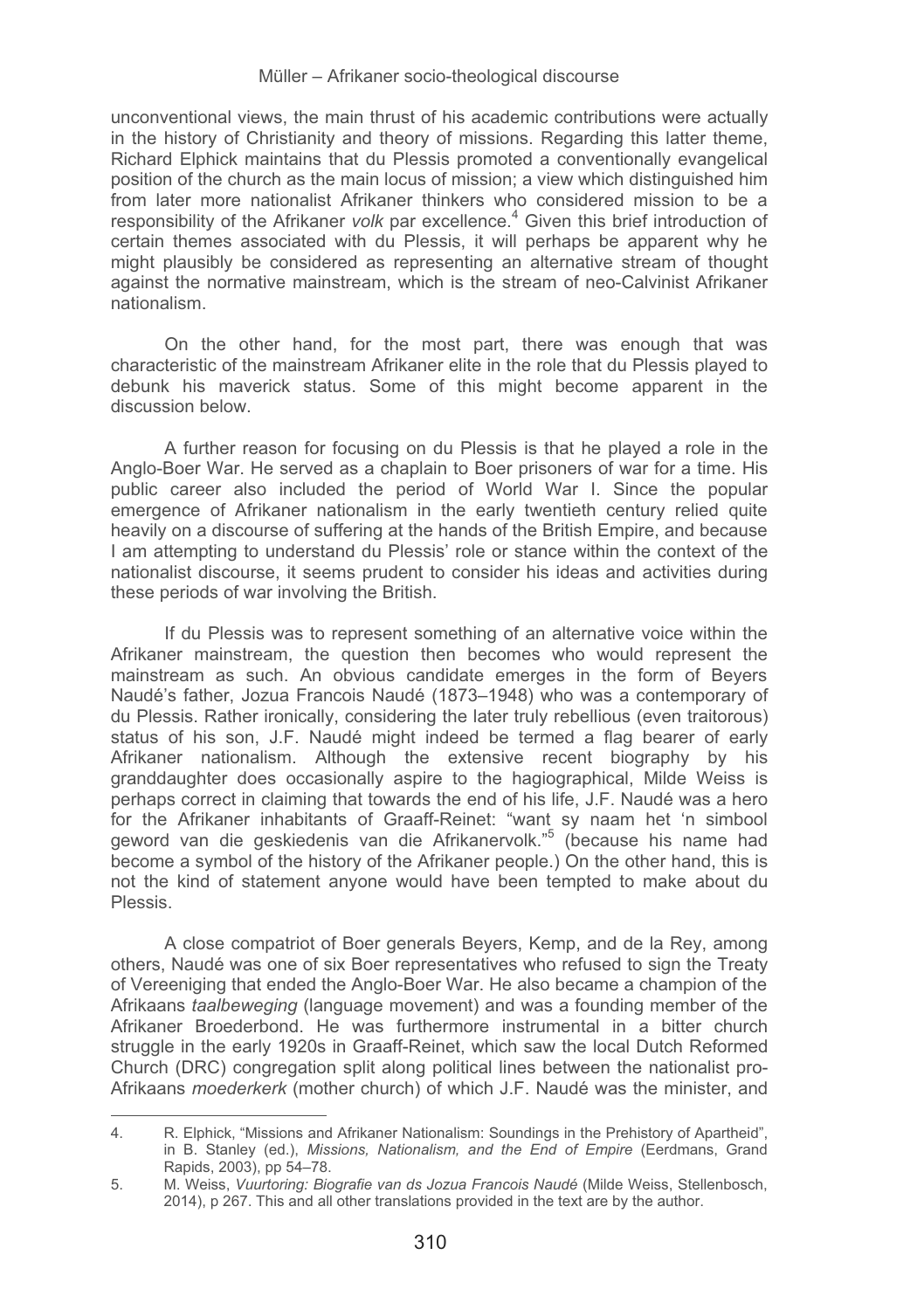unconventional views, the main thrust of his academic contributions were actually in the history of Christianity and theory of missions. Regarding this latter theme, Richard Elphick maintains that du Plessis promoted a conventionally evangelical position of the church as the main locus of mission; a view which distinguished him from later more nationalist Afrikaner thinkers who considered mission to be a responsibility of the Afrikaner *volk* par excellence.[4] Given this brief introduction of certain themes associated with du Plessis, it will perhaps be apparent why he might plausibly be considered as representing an alternative stream of thought against the normative mainstream, which is the stream of neo-Calvinist Afrikaner nationalism.

On the other hand, for the most part, there was enough that was characteristic of the mainstream Afrikaner elite in the role that du Plessis played to debunk his maverick status. Some of this might become apparent in the discussion below.

A further reason for focusing on du Plessis is that he played a role in the Anglo-Boer War. He served as a chaplain to Boer prisoners of war for a time. His public career also included the period of World War I. Since the popular emergence of Afrikaner nationalism in the early twentieth century relied quite heavily on a discourse of suffering at the hands of the British Empire, and because I am attempting to understand du Plessis' role or stance within the context of the nationalist discourse, it seems prudent to consider his ideas and activities during these periods of war involving the British.

If du Plessis was to represent something of an alternative voice within the Afrikaner mainstream, the question then becomes who would represent the mainstream as such. An obvious candidate emerges in the form of Beyers Naudé's father, Jozua Francois Naudé (1873–1948) who was a contemporary of du Plessis. Rather ironically, considering the later truly rebellious (even traitorous) status of his son, J.F. Naudé might indeed be termed a flag bearer of early Afrikaner nationalism. Although the extensive recent biography by his granddaughter does occasionally aspire to the hagiographical, Milde Weiss is perhaps correct in claiming that towards the end of his life, J.F. Naudé was a hero for the Afrikaner inhabitants of Graaff-Reinet: "want sy naam het 'n simbool geword van die geskiedenis van die Afrikanervolk."[5] (because his name had become a symbol of the history of the Afrikaner people.) On the other hand, this is not the kind of statement anyone would have been tempted to make about du Plessis.

A close compatriot of Boer generals Beyers, Kemp, and de la Rey, among others, Naudé was one of six Boer representatives who refused to sign the Treaty of Vereeniging that ended the Anglo-Boer War. He also became a champion of the Afrikaans *taalbeweging* (language movement) and was a founding member of the Afrikaner Broederbond. He was furthermore instrumental in a bitter church struggle in the early 1920s in Graaff-Reinet, which saw the local Dutch Reformed Church (DRC) congregation split along political lines between the nationalist pro-Afrikaans *moederkerk* (mother church) of which J.F. Naudé was the minister, and

4. R. Elphick, "Missions and Afrikaner Nationalism: Soundings in the Prehistory of Apartheid", in B. Stanley (ed.), *Missions, Nationalism, and the End of Empire* (Eerdmans, Grand Rapids, 2003), pp 54–78.

5. M. Weiss, *Vuurtoring: Biografie van ds Jozua Francois Naudé* (Milde Weiss, Stellenbosch, 2014), p 267. This and all other translations provided in the text are by the author.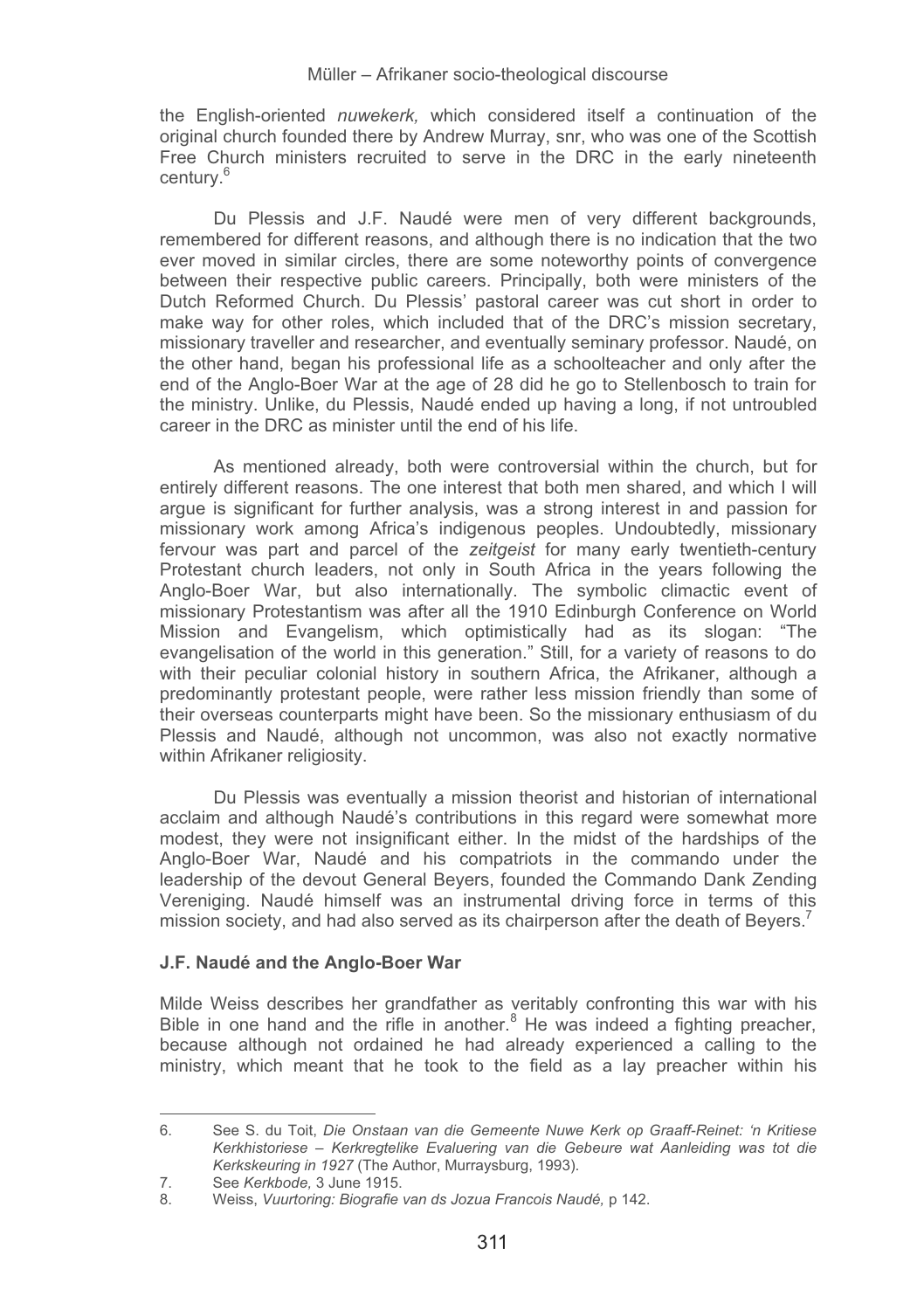the English-oriented *nuwekerk,* which considered itself a continuation of the original church founded there by Andrew Murray, snr, who was one of the Scottish Free Church ministers recruited to serve in the DRC in the early nineteenth century.[6]

Du Plessis and J.F. Naudé were men of very different backgrounds, remembered for different reasons, and although there is no indication that the two ever moved in similar circles, there are some noteworthy points of convergence between their respective public careers. Principally, both were ministers of the Dutch Reformed Church. Du Plessis' pastoral career was cut short in order to make way for other roles, which included that of the DRC's mission secretary, missionary traveller and researcher, and eventually seminary professor. Naudé, on the other hand, began his professional life as a schoolteacher and only after the end of the Anglo-Boer War at the age of 28 did he go to Stellenbosch to train for the ministry. Unlike, du Plessis, Naudé ended up having a long, if not untroubled career in the DRC as minister until the end of his life.

As mentioned already, both were controversial within the church, but for entirely different reasons. The one interest that both men shared, and which I will argue is significant for further analysis, was a strong interest in and passion for missionary work among Africa's indigenous peoples. Undoubtedly, missionary fervour was part and parcel of the *zeitgeist* for many early twentieth-century Protestant church leaders, not only in South Africa in the years following the Anglo-Boer War, but also internationally. The symbolic climactic event of missionary Protestantism was after all the 1910 Edinburgh Conference on World Mission and Evangelism, which optimistically had as its slogan: "The evangelisation of the world in this generation." Still, for a variety of reasons to do with their peculiar colonial history in southern Africa, the Afrikaner, although a predominantly protestant people, were rather less mission friendly than some of their overseas counterparts might have been. So the missionary enthusiasm of du Plessis and Naudé, although not uncommon, was also not exactly normative within Afrikaner religiosity.

Du Plessis was eventually a mission theorist and historian of international acclaim and although Naudé's contributions in this regard were somewhat more modest, they were not insignificant either. In the midst of the hardships of the Anglo-Boer War, Naudé and his compatriots in the commando under the leadership of the devout General Beyers, founded the Commando Dank Zending Vereniging. Naudé himself was an instrumental driving force in terms of this mission society, and had also served as its chairperson after the death of Beyers.[7]

### J.F. Naudé and the Anglo-Boer War

Milde Weiss describes her grandfather as veritably confronting this war with his Bible in one hand and the rifle in another.[8] He was indeed a fighting preacher, because although not ordained he had already experienced a calling to the ministry, which meant that he took to the field as a lay preacher within his

---

6. See S. du Toit, *Die Onstaan van die Gemeente Nuwe Kerk op Graaff-Reinet: 'n Kritiese Kerkhistoriese – Kerkregtelike Evaluering van die Gebeure wat Aanleiding was tot die Kerkskeuring in 1927* (The Author, Murraysburg, 1993).
7. See *Kerkbode*, 3 June 1915.
8. Weiss, *Vuurtoring: Biografie van ds Jozua Francois Naudé,* p 142.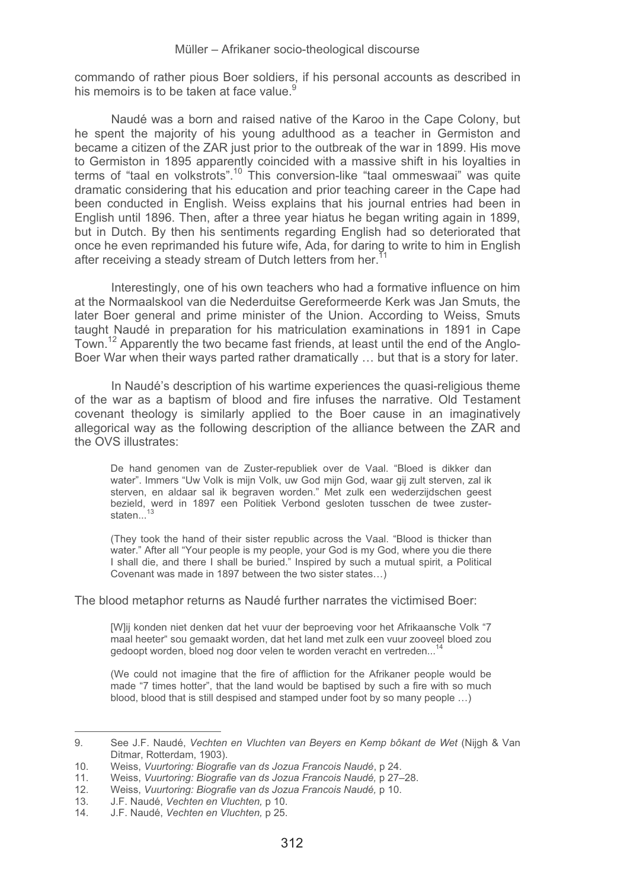commando of rather pious Boer soldiers, if his personal accounts as described in his memoirs is to be taken at face value.[9]

Naudé was a born and raised native of the Karoo in the Cape Colony, but he spent the majority of his young adulthood as a teacher in Germiston and became a citizen of the ZAR just prior to the outbreak of the war in 1899. His move to Germiston in 1895 apparently coincided with a massive shift in his loyalties in terms of "taal en volkstrots".[10] This conversion-like "taal ommeswaai" was quite dramatic considering that his education and prior teaching career in the Cape had been conducted in English. Weiss explains that his journal entries had been in English until 1896. Then, after a three year hiatus he began writing again in 1899, but in Dutch. By then his sentiments regarding English had so deteriorated that once he even reprimanded his future wife, Ada, for daring to write to him in English after receiving a steady stream of Dutch letters from her.[11]

Interestingly, one of his own teachers who had a formative influence on him at the Normaalskool van die Nederduitse Gereformeerde Kerk was Jan Smuts, the later Boer general and prime minister of the Union. According to Weiss, Smuts taught Naudé in preparation for his matriculation examinations in 1891 in Cape Town.[12] Apparently the two became fast friends, at least until the end of the Anglo-Boer War when their ways parted rather dramatically … but that is a story for later.

In Naudé's description of his wartime experiences the quasi-religious theme of the war as a baptism of blood and fire infuses the narrative. Old Testament covenant theology is similarly applied to the Boer cause in an imaginatively allegorical way as the following description of the alliance between the ZAR and the OVS illustrates:

> De hand genomen van de Zuster-republiek over de Vaal. "Bloed is dikker dan water". Immers "Uw Volk is mijn Volk, uw God mijn God, waar gij zult sterven, zal ik sterven, en aldaar sal ik begraven worden." Met zulk een wederzijdschen geest bezield, werd in 1897 een Politiek Verbond gesloten tusschen de twee zuster-staten...[13]
>
> (They took the hand of their sister republic across the Vaal. "Blood is thicker than water." After all "Your people is my people, your God is my God, where you die there I shall die, and there I shall be buried." Inspired by such a mutual spirit, a Political Covenant was made in 1897 between the two sister states…)

The blood metaphor returns as Naudé further narrates the victimised Boer:

> [W]ij konden niet denken dat het vuur der beproeving voor het Afrikaansche Volk "7 maal heeter" sou gemaakt worden, dat het land met zulk een vuur zooveel bloed zou gedoopt worden, bloed nog door velen te worden veracht en vertreden...[14]
>
> (We could not imagine that the fire of affliction for the Afrikaner people would be made "7 times hotter", that the land would be baptised by such a fire with so much blood, blood that is still despised and stamped under foot by so many people …)

---

9. See J.F. Naudé, *Vechten en Vluchten van Beyers en Kemp bôkant de Wet* (Nijgh & Van Ditmar, Rotterdam, 1903).
10. Weiss, *Vuurtoring: Biografie van ds Jozua Francois Naudé*, p 24.
11. Weiss, *Vuurtoring: Biografie van ds Jozua Francois Naudé,* p 27–28.
12. Weiss, *Vuurtoring: Biografie van ds Jozua Francois Naudé,* p 10.
13. J.F. Naudé, *Vechten en Vluchten,* p 10.
14. J.F. Naudé, *Vechten en Vluchten,* p 25.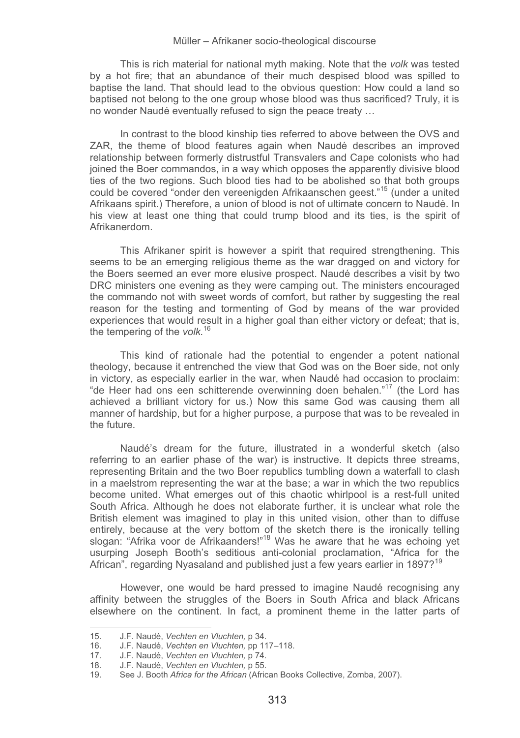This is rich material for national myth making. Note that the *volk* was tested by a hot fire; that an abundance of their much despised blood was spilled to baptise the land. That should lead to the obvious question: How could a land so baptised not belong to the one group whose blood was thus sacrificed? Truly, it is no wonder Naudé eventually refused to sign the peace treaty …

In contrast to the blood kinship ties referred to above between the OVS and ZAR, the theme of blood features again when Naudé describes an improved relationship between formerly distrustful Transvalers and Cape colonists who had joined the Boer commandos, in a way which opposes the apparently divisive blood ties of the two regions. Such blood ties had to be abolished so that both groups could be covered "onder den vereenigden Afrikaanschen geest."[15] (under a united Afrikaans spirit.) Therefore, a union of blood is not of ultimate concern to Naudé. In his view at least one thing that could trump blood and its ties, is the spirit of Afrikanerdom.

This Afrikaner spirit is however a spirit that required strengthening. This seems to be an emerging religious theme as the war dragged on and victory for the Boers seemed an ever more elusive prospect. Naudé describes a visit by two DRC ministers one evening as they were camping out. The ministers encouraged the commando not with sweet words of comfort, but rather by suggesting the real reason for the testing and tormenting of God by means of the war provided experiences that would result in a higher goal than either victory or defeat; that is, the tempering of the *volk.*[16]

This kind of rationale had the potential to engender a potent national theology, because it entrenched the view that God was on the Boer side, not only in victory, as especially earlier in the war, when Naudé had occasion to proclaim: "de Heer had ons een schitterende overwinning doen behalen."[17] (the Lord has achieved a brilliant victory for us.) Now this same God was causing them all manner of hardship, but for a higher purpose, a purpose that was to be revealed in the future.

Naudé's dream for the future, illustrated in a wonderful sketch (also referring to an earlier phase of the war) is instructive. It depicts three streams, representing Britain and the two Boer republics tumbling down a waterfall to clash in a maelstrom representing the war at the base; a war in which the two republics become united. What emerges out of this chaotic whirlpool is a rest-full united South Africa. Although he does not elaborate further, it is unclear what role the British element was imagined to play in this united vision, other than to diffuse entirely, because at the very bottom of the sketch there is the ironically telling slogan: "Afrika voor de Afrikaanders!"[18] Was he aware that he was echoing yet usurping Joseph Booth's seditious anti-colonial proclamation, "Africa for the African", regarding Nyasaland and published just a few years earlier in 1897?[19]

However, one would be hard pressed to imagine Naudé recognising any affinity between the struggles of the Boers in South Africa and black Africans elsewhere on the continent. In fact, a prominent theme in the latter parts of

---

15. J.F. Naudé, *Vechten en Vluchten,* p 34.
16. J.F. Naudé, *Vechten en Vluchten,* pp 117–118.
17. J.F. Naudé, *Vechten en Vluchten,* p 74.
18. J.F. Naudé, *Vechten en Vluchten,* p 55.
19. See J. Booth *Africa for the African* (African Books Collective, Zomba, 2007).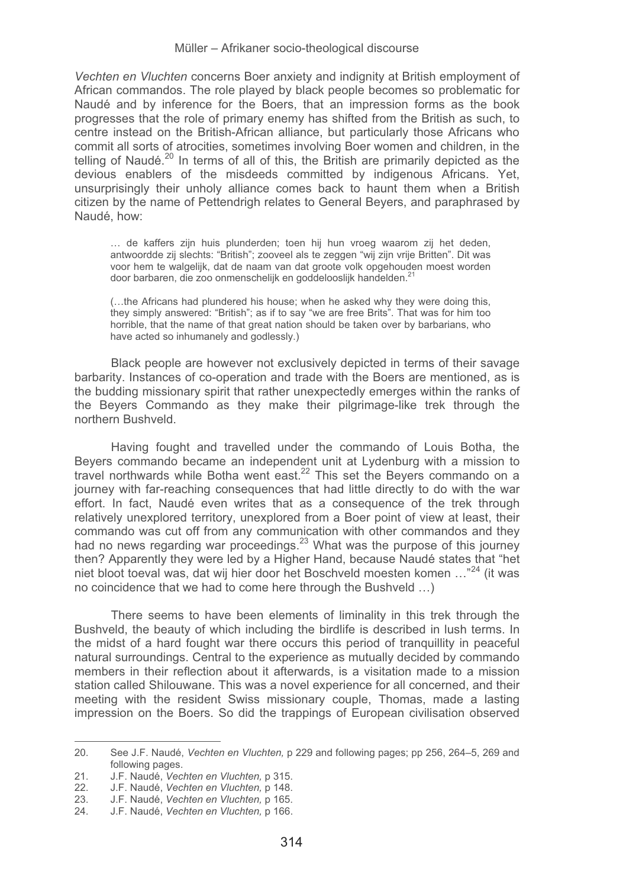*Vechten en Vluchten* concerns Boer anxiety and indignity at British employment of African commandos. The role played by black people becomes so problematic for Naudé and by inference for the Boers, that an impression forms as the book progresses that the role of primary enemy has shifted from the British as such, to centre instead on the British-African alliance, but particularly those Africans who commit all sorts of atrocities, sometimes involving Boer women and children, in the telling of Naudé.[20] In terms of all of this, the British are primarily depicted as the devious enablers of the misdeeds committed by indigenous Africans. Yet, unsurprisingly their unholy alliance comes back to haunt them when a British citizen by the name of Pettendrigh relates to General Beyers, and paraphrased by Naudé, how:

> … de kaffers zijn huis plunderden; toen hij hun vroeg waarom zij het deden, antwoordde zij slechts: "British"; zooveel als te zeggen "wij zijn vrije Britten". Dit was voor hem te walgelijk, dat de naam van dat groote volk opgehouden moest worden door barbaren, die zoo onmenschelijk en goddelooslijk handelden.[21]
>
> (…the Africans had plundered his house; when he asked why they were doing this, they simply answered: "British"; as if to say "we are free Brits". That was for him too horrible, that the name of that great nation should be taken over by barbarians, who have acted so inhumanely and godlessly.)

Black people are however not exclusively depicted in terms of their savage barbarity. Instances of co-operation and trade with the Boers are mentioned, as is the budding missionary spirit that rather unexpectedly emerges within the ranks of the Beyers Commando as they make their pilgrimage-like trek through the northern Bushveld.

Having fought and travelled under the commando of Louis Botha, the Beyers commando became an independent unit at Lydenburg with a mission to travel northwards while Botha went east.[22] This set the Beyers commando on a journey with far-reaching consequences that had little directly to do with the war effort. In fact, Naudé even writes that as a consequence of the trek through relatively unexplored territory, unexplored from a Boer point of view at least, their commando was cut off from any communication with other commandos and they had no news regarding war proceedings.[23] What was the purpose of this journey then? Apparently they were led by a Higher Hand, because Naudé states that "het niet bloot toeval was, dat wij hier door het Boschveld moesten komen …"[24] (it was no coincidence that we had to come here through the Bushveld …)

There seems to have been elements of liminality in this trek through the Bushveld, the beauty of which including the birdlife is described in lush terms. In the midst of a hard fought war there occurs this period of tranquillity in peaceful natural surroundings. Central to the experience as mutually decided by commando members in their reflection about it afterwards, is a visitation made to a mission station called Shilouwane. This was a novel experience for all concerned, and their meeting with the resident Swiss missionary couple, Thomas, made a lasting impression on the Boers. So did the trappings of European civilisation observed

---

20. See J.F. Naudé, *Vechten en Vluchten,* p 229 and following pages; pp 256, 264–5, 269 and following pages.
21. J.F. Naudé, *Vechten en Vluchten,* p 315.
22. J.F. Naudé, *Vechten en Vluchten,* p 148.
23. J.F. Naudé, *Vechten en Vluchten,* p 165.
24. J.F. Naudé, *Vechten en Vluchten,* p 166.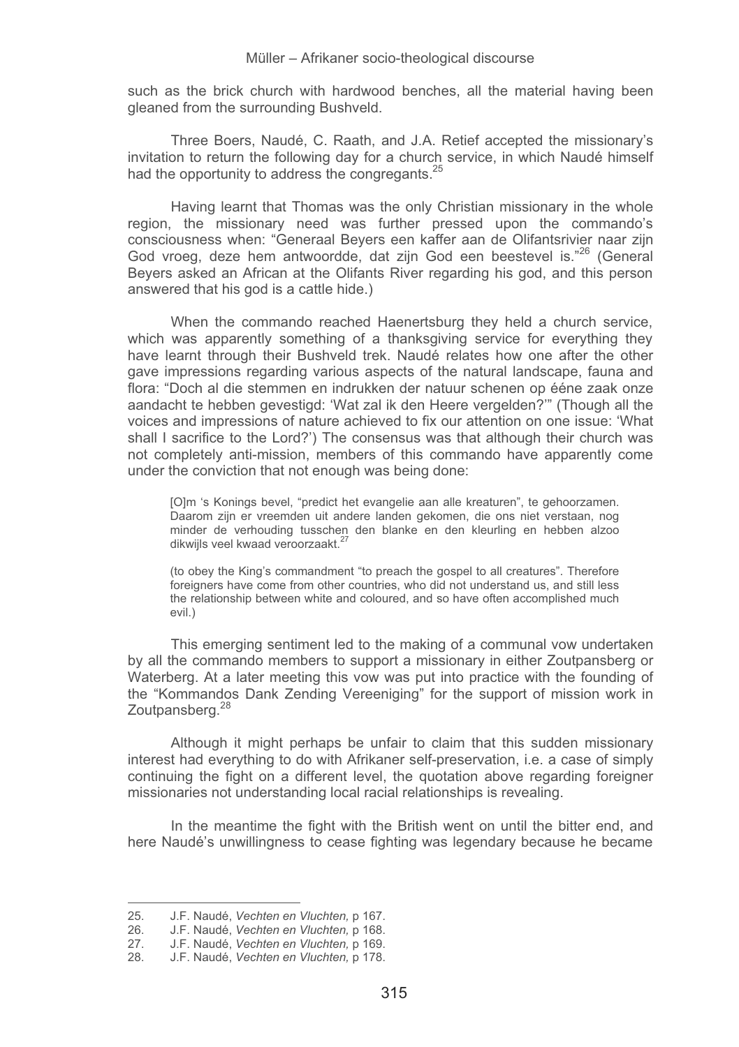such as the brick church with hardwood benches, all the material having been gleaned from the surrounding Bushveld.

Three Boers, Naudé, C. Raath, and J.A. Retief accepted the missionary's invitation to return the following day for a church service, in which Naudé himself had the opportunity to address the congregants.[25]

Having learnt that Thomas was the only Christian missionary in the whole region, the missionary need was further pressed upon the commando's consciousness when: "Generaal Beyers een kaffer aan de Olifantsrivier naar zijn God vroeg, deze hem antwoordde, dat zijn God een beestevel is."[26] (General Beyers asked an African at the Olifants River regarding his god, and this person answered that his god is a cattle hide.)

When the commando reached Haenertsburg they held a church service, which was apparently something of a thanksgiving service for everything they have learnt through their Bushveld trek. Naudé relates how one after the other gave impressions regarding various aspects of the natural landscape, fauna and flora: "Doch al die stemmen en indrukken der natuur schenen op ééne zaak onze aandacht te hebben gevestigd: 'Wat zal ik den Heere vergelden?'" (Though all the voices and impressions of nature achieved to fix our attention on one issue: 'What shall I sacrifice to the Lord?') The consensus was that although their church was not completely anti-mission, members of this commando have apparently come under the conviction that not enough was being done:

> [O]m 's Konings bevel, "predict het evangelie aan alle kreaturen", te gehoorzamen. Daarom zijn er vreemden uit andere landen gekomen, die ons niet verstaan, nog minder de verhouding tusschen den blanke en den kleurling en hebben alzoo dikwijls veel kwaad veroorzaakt.[27]
>
> (to obey the King's commandment "to preach the gospel to all creatures". Therefore foreigners have come from other countries, who did not understand us, and still less the relationship between white and coloured, and so have often accomplished much evil.)

This emerging sentiment led to the making of a communal vow undertaken by all the commando members to support a missionary in either Zoutpansberg or Waterberg. At a later meeting this vow was put into practice with the founding of the "Kommandos Dank Zending Vereeniging" for the support of mission work in Zoutpansberg.[28]

Although it might perhaps be unfair to claim that this sudden missionary interest had everything to do with Afrikaner self-preservation, i.e. a case of simply continuing the fight on a different level, the quotation above regarding foreigner missionaries not understanding local racial relationships is revealing.

In the meantime the fight with the British went on until the bitter end, and here Naudé's unwillingness to cease fighting was legendary because he became

---

25. J.F. Naudé, *Vechten en Vluchten,* p 167.
26. J.F. Naudé, *Vechten en Vluchten,* p 168.
27. J.F. Naudé, *Vechten en Vluchten,* p 169.
28. J.F. Naudé, *Vechten en Vluchten,* p 178.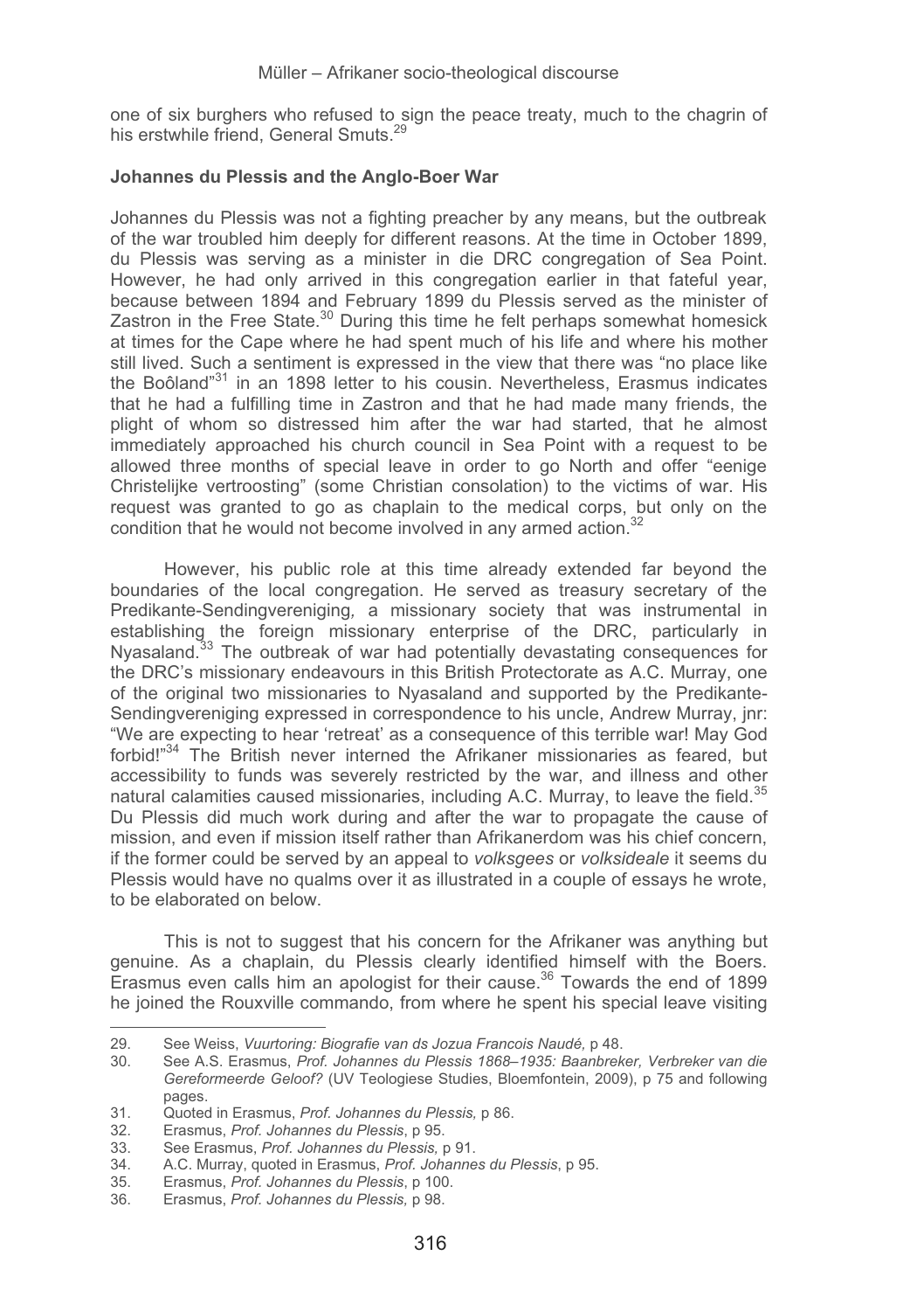one of six burghers who refused to sign the peace treaty, much to the chagrin of his erstwhile friend, General Smuts.[29]

### Johannes du Plessis and the Anglo-Boer War

Johannes du Plessis was not a fighting preacher by any means, but the outbreak of the war troubled him deeply for different reasons. At the time in October 1899, du Plessis was serving as a minister in die DRC congregation of Sea Point. However, he had only arrived in this congregation earlier in that fateful year, because between 1894 and February 1899 du Plessis served as the minister of Zastron in the Free State.[30] During this time he felt perhaps somewhat homesick at times for the Cape where he had spent much of his life and where his mother still lived. Such a sentiment is expressed in the view that there was "no place like the Boôland"[31] in an 1898 letter to his cousin. Nevertheless, Erasmus indicates that he had a fulfilling time in Zastron and that he had made many friends, the plight of whom so distressed him after the war had started, that he almost immediately approached his church council in Sea Point with a request to be allowed three months of special leave in order to go North and offer "eenige Christelijke vertroosting" (some Christian consolation) to the victims of war. His request was granted to go as chaplain to the medical corps, but only on the condition that he would not become involved in any armed action.[32]

However, his public role at this time already extended far beyond the boundaries of the local congregation. He served as treasury secretary of the Predikante-Sendingvereniging*,* a missionary society that was instrumental in establishing the foreign missionary enterprise of the DRC, particularly in Nyasaland.[33] The outbreak of war had potentially devastating consequences for the DRC's missionary endeavours in this British Protectorate as A.C. Murray, one of the original two missionaries to Nyasaland and supported by the Predikante-Sendingvereniging expressed in correspondence to his uncle, Andrew Murray, jnr: "We are expecting to hear 'retreat' as a consequence of this terrible war! May God forbid!"[34] The British never interned the Afrikaner missionaries as feared, but accessibility to funds was severely restricted by the war, and illness and other natural calamities caused missionaries, including A.C. Murray, to leave the field.[35] Du Plessis did much work during and after the war to propagate the cause of mission, and even if mission itself rather than Afrikanerdom was his chief concern, if the former could be served by an appeal to *volksgees* or *volksideale* it seems du Plessis would have no qualms over it as illustrated in a couple of essays he wrote, to be elaborated on below.

This is not to suggest that his concern for the Afrikaner was anything but genuine. As a chaplain, du Plessis clearly identified himself with the Boers. Erasmus even calls him an apologist for their cause.[36] Towards the end of 1899 he joined the Rouxville commando, from where he spent his special leave visiting

---

29. See Weiss, *Vuurtoring: Biografie van ds Jozua Francois Naudé,* p 48.
30. See A.S. Erasmus, *Prof. Johannes du Plessis 1868–1935: Baanbreker, Verbreker van die Gereformeerde Geloof?* (UV Teologiese Studies, Bloemfontein, 2009), p 75 and following pages.
31. Quoted in Erasmus, *Prof. Johannes du Plessis,* p 86.
32. Erasmus, *Prof. Johannes du Plessis*, p 95.
33. See Erasmus, *Prof. Johannes du Plessis,* p 91.
34. A.C. Murray, quoted in Erasmus, *Prof. Johannes du Plessis*, p 95.
35. Erasmus, *Prof. Johannes du Plessis*, p 100.
36. Erasmus, *Prof. Johannes du Plessis,* p 98.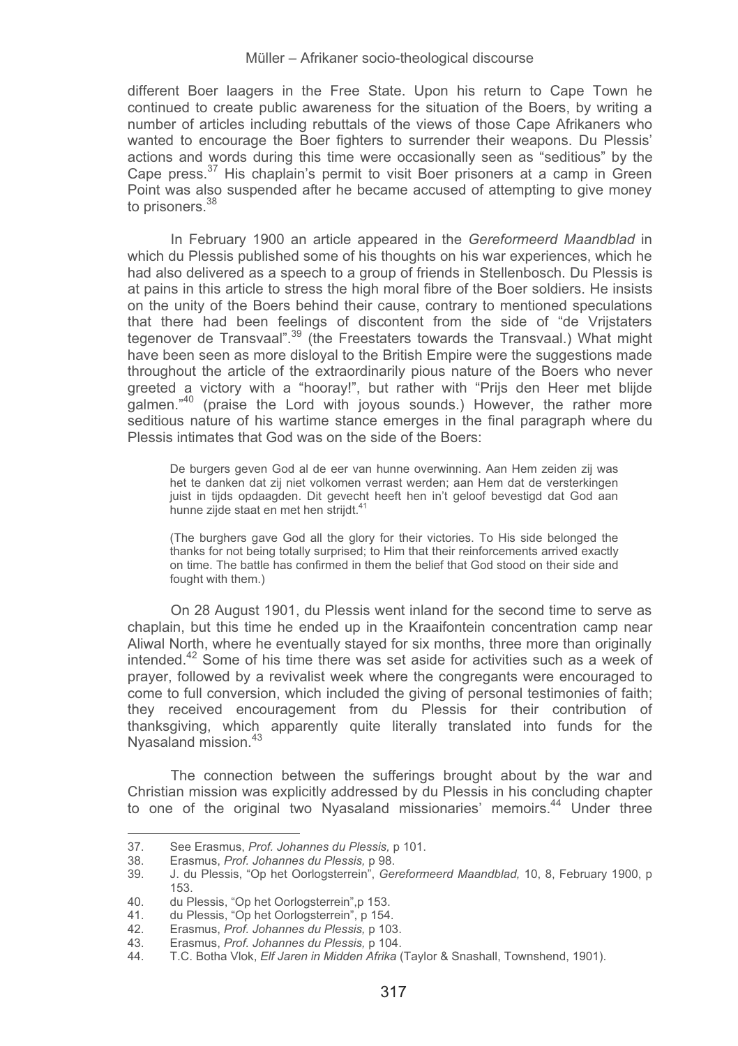different Boer laagers in the Free State. Upon his return to Cape Town he continued to create public awareness for the situation of the Boers, by writing a number of articles including rebuttals of the views of those Cape Afrikaners who wanted to encourage the Boer fighters to surrender their weapons. Du Plessis' actions and words during this time were occasionally seen as "seditious" by the Cape press.[37] His chaplain's permit to visit Boer prisoners at a camp in Green Point was also suspended after he became accused of attempting to give money to prisoners.[38]

In February 1900 an article appeared in the *Gereformeerd Maandblad* in which du Plessis published some of his thoughts on his war experiences, which he had also delivered as a speech to a group of friends in Stellenbosch. Du Plessis is at pains in this article to stress the high moral fibre of the Boer soldiers. He insists on the unity of the Boers behind their cause, contrary to mentioned speculations that there had been feelings of discontent from the side of "de Vrijstaters tegenover de Transvaal".[39] (the Freestaters towards the Transvaal.) What might have been seen as more disloyal to the British Empire were the suggestions made throughout the article of the extraordinarily pious nature of the Boers who never greeted a victory with a "hooray!", but rather with "Prijs den Heer met blijde galmen."[40] (praise the Lord with joyous sounds.) However, the rather more seditious nature of his wartime stance emerges in the final paragraph where du Plessis intimates that God was on the side of the Boers:

> De burgers geven God al de eer van hunne overwinning. Aan Hem zeiden zij was het te danken dat zij niet volkomen verrast werden; aan Hem dat de versterkingen juist in tijds opdaagden. Dit gevecht heeft hen in't geloof bevestigd dat God aan hunne zijde staat en met hen strijdt.[41]
>
> (The burghers gave God all the glory for their victories. To His side belonged the thanks for not being totally surprised; to Him that their reinforcements arrived exactly on time. The battle has confirmed in them the belief that God stood on their side and fought with them.)

On 28 August 1901, du Plessis went inland for the second time to serve as chaplain, but this time he ended up in the Kraaifontein concentration camp near Aliwal North, where he eventually stayed for six months, three more than originally intended.[42] Some of his time there was set aside for activities such as a week of prayer, followed by a revivalist week where the congregants were encouraged to come to full conversion, which included the giving of personal testimonies of faith; they received encouragement from du Plessis for their contribution of thanksgiving, which apparently quite literally translated into funds for the Nyasaland mission.[43]

The connection between the sufferings brought about by the war and Christian mission was explicitly addressed by du Plessis in his concluding chapter to one of the original two Nyasaland missionaries' memoirs.[44] Under three

---

37. See Erasmus, *Prof. Johannes du Plessis,* p 101.
38. Erasmus, *Prof. Johannes du Plessis,* p 98.
39. J. du Plessis, "Op het Oorlogsterrein", *Gereformeerd Maandblad,* 10, 8, February 1900, p 153.
40. du Plessis, "Op het Oorlogsterrein",p 153.
41. du Plessis, "Op het Oorlogsterrein", p 154.
42. Erasmus, *Prof. Johannes du Plessis,* p 103.
43. Erasmus, *Prof. Johannes du Plessis,* p 104.
44. T.C. Botha Vlok, *Elf Jaren in Midden Afrika* (Taylor & Snashall, Townshend, 1901).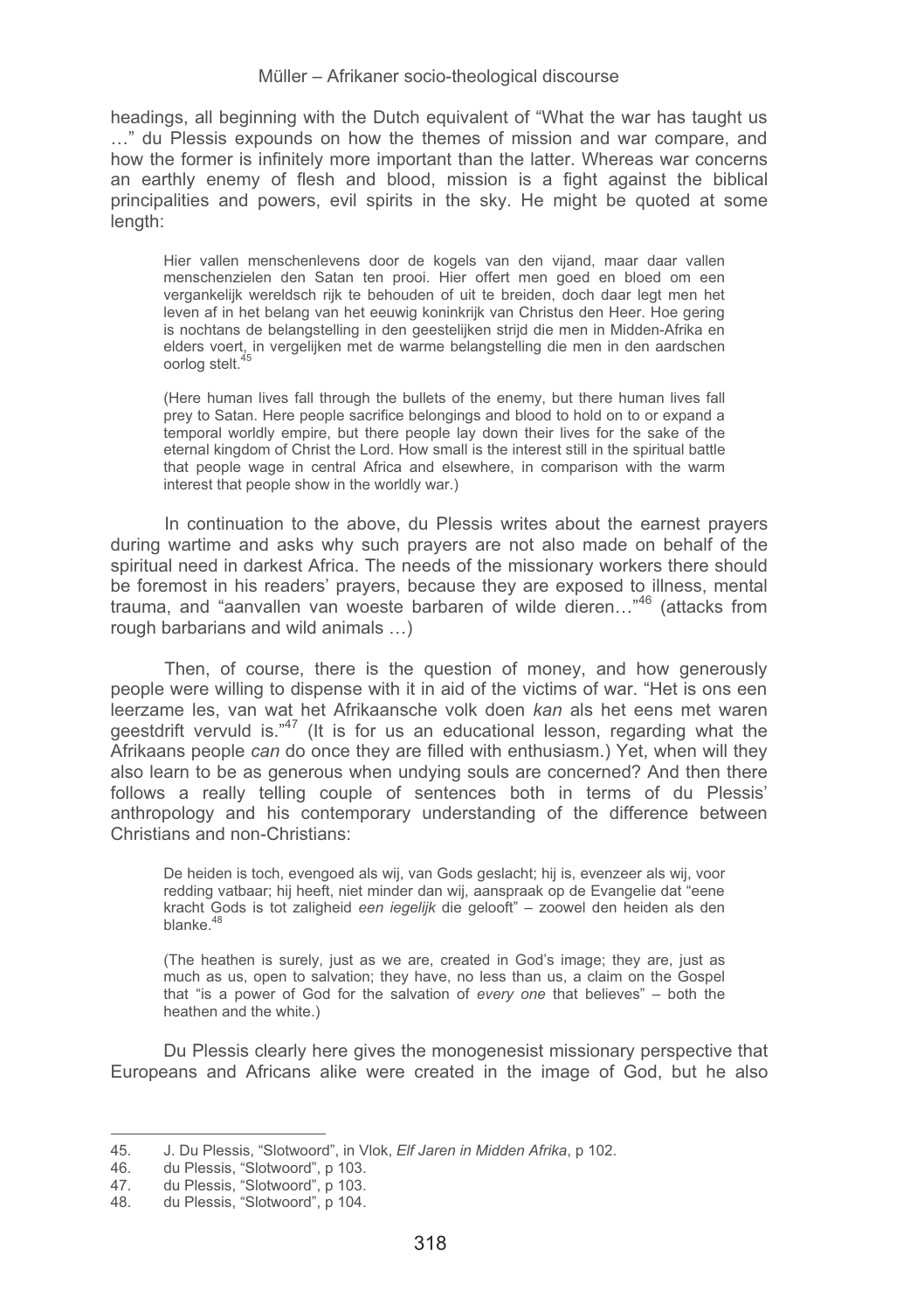headings, all beginning with the Dutch equivalent of "What the war has taught us …" du Plessis expounds on how the themes of mission and war compare, and how the former is infinitely more important than the latter. Whereas war concerns an earthly enemy of flesh and blood, mission is a fight against the biblical principalities and powers, evil spirits in the sky. He might be quoted at some length:

> Hier vallen menschenlevens door de kogels van den vijand, maar daar vallen menschenzielen den Satan ten prooi. Hier offert men goed en bloed om een vergankelijk wereldsch rijk te behouden of uit te breiden, doch daar legt men het leven af in het belang van het eeuwig koninkrijk van Christus den Heer. Hoe gering is nochtans de belangstelling in den geestelijken strijd die men in Midden-Afrika en elders voert, in vergelijken met de warme belangstelling die men in den aardschen oorlog stelt.[45]
>
> (Here human lives fall through the bullets of the enemy, but there human lives fall prey to Satan. Here people sacrifice belongings and blood to hold on to or expand a temporal worldly empire, but there people lay down their lives for the sake of the eternal kingdom of Christ the Lord. How small is the interest still in the spiritual battle that people wage in central Africa and elsewhere, in comparison with the warm interest that people show in the worldly war.)

In continuation to the above, du Plessis writes about the earnest prayers during wartime and asks why such prayers are not also made on behalf of the spiritual need in darkest Africa. The needs of the missionary workers there should be foremost in his readers' prayers, because they are exposed to illness, mental trauma, and "aanvallen van woeste barbaren of wilde dieren…"[46] (attacks from rough barbarians and wild animals …)

Then, of course, there is the question of money, and how generously people were willing to dispense with it in aid of the victims of war. "Het is ons een leerzame les, van wat het Afrikaansche volk doen *kan* als het eens met waren geestdrift vervuld is."[47] (It is for us an educational lesson, regarding what the Afrikaans people *can* do once they are filled with enthusiasm.) Yet, when will they also learn to be as generous when undying souls are concerned? And then there follows a really telling couple of sentences both in terms of du Plessis' anthropology and his contemporary understanding of the difference between Christians and non-Christians:

> De heiden is toch, evengoed als wij, van Gods geslacht; hij is, evenzeer als wij, voor redding vatbaar; hij heeft, niet minder dan wij, aanspraak op de Evangelie dat "eene kracht Gods is tot zaligheid *een iegelijk* die gelooft" – zoowel den heiden als den blanke.[48]
>
> (The heathen is surely, just as we are, created in God's image; they are, just as much as us, open to salvation; they have, no less than us, a claim on the Gospel that "is a power of God for the salvation of *every one* that believes" – both the heathen and the white.)

Du Plessis clearly here gives the monogenesist missionary perspective that Europeans and Africans alike were created in the image of God, but he also

---

45. J. Du Plessis, "Slotwoord", in Vlok, *Elf Jaren in Midden Afrika*, p 102.
46. du Plessis, "Slotwoord", p 103.
47. du Plessis, "Slotwoord", p 103.
48. du Plessis, "Slotwoord", p 104.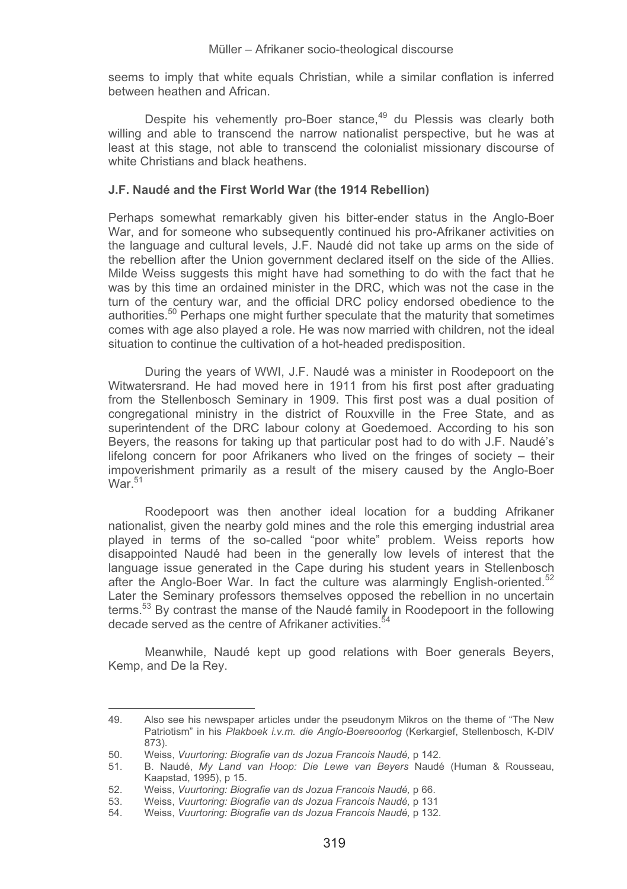seems to imply that white equals Christian, while a similar conflation is inferred between heathen and African.

Despite his vehemently pro-Boer stance,[49] du Plessis was clearly both willing and able to transcend the narrow nationalist perspective, but he was at least at this stage, not able to transcend the colonialist missionary discourse of white Christians and black heathens.

### J.F. Naudé and the First World War (the 1914 Rebellion)

Perhaps somewhat remarkably given his bitter-ender status in the Anglo-Boer War, and for someone who subsequently continued his pro-Afrikaner activities on the language and cultural levels, J.F. Naudé did not take up arms on the side of the rebellion after the Union government declared itself on the side of the Allies. Milde Weiss suggests this might have had something to do with the fact that he was by this time an ordained minister in the DRC, which was not the case in the turn of the century war, and the official DRC policy endorsed obedience to the authorities.[50] Perhaps one might further speculate that the maturity that sometimes comes with age also played a role. He was now married with children, not the ideal situation to continue the cultivation of a hot-headed predisposition.

During the years of WWI, J.F. Naudé was a minister in Roodepoort on the Witwatersrand. He had moved here in 1911 from his first post after graduating from the Stellenbosch Seminary in 1909. This first post was a dual position of congregational ministry in the district of Rouxville in the Free State, and as superintendent of the DRC labour colony at Goedemoed. According to his son Beyers, the reasons for taking up that particular post had to do with J.F. Naudé's lifelong concern for poor Afrikaners who lived on the fringes of society – their impoverishment primarily as a result of the misery caused by the Anglo-Boer War.[51]

Roodepoort was then another ideal location for a budding Afrikaner nationalist, given the nearby gold mines and the role this emerging industrial area played in terms of the so-called "poor white" problem. Weiss reports how disappointed Naudé had been in the generally low levels of interest that the language issue generated in the Cape during his student years in Stellenbosch after the Anglo-Boer War. In fact the culture was alarmingly English-oriented.[52] Later the Seminary professors themselves opposed the rebellion in no uncertain terms.[53] By contrast the manse of the Naudé family in Roodepoort in the following decade served as the centre of Afrikaner activities.[54]

Meanwhile, Naudé kept up good relations with Boer generals Beyers, Kemp, and De la Rey.

---

49. Also see his newspaper articles under the pseudonym Mikros on the theme of "The New Patriotism" in his *Plakboek i.v.m. die Anglo-Boereoorlog* (Kerkargief, Stellenbosch, K-DIV 873).
50. Weiss, *Vuurtoring: Biografie van ds Jozua Francois Naudé,* p 142.
51. B. Naudé, *My Land van Hoop: Die Lewe van Beyers* Naudé (Human & Rousseau, Kaapstad, 1995), p 15.
52. Weiss, *Vuurtoring: Biografie van ds Jozua Francois Naudé,* p 66.
53. Weiss, *Vuurtoring: Biografie van ds Jozua Francois Naudé,* p 131
54. Weiss, *Vuurtoring: Biografie van ds Jozua Francois Naudé,* p 132.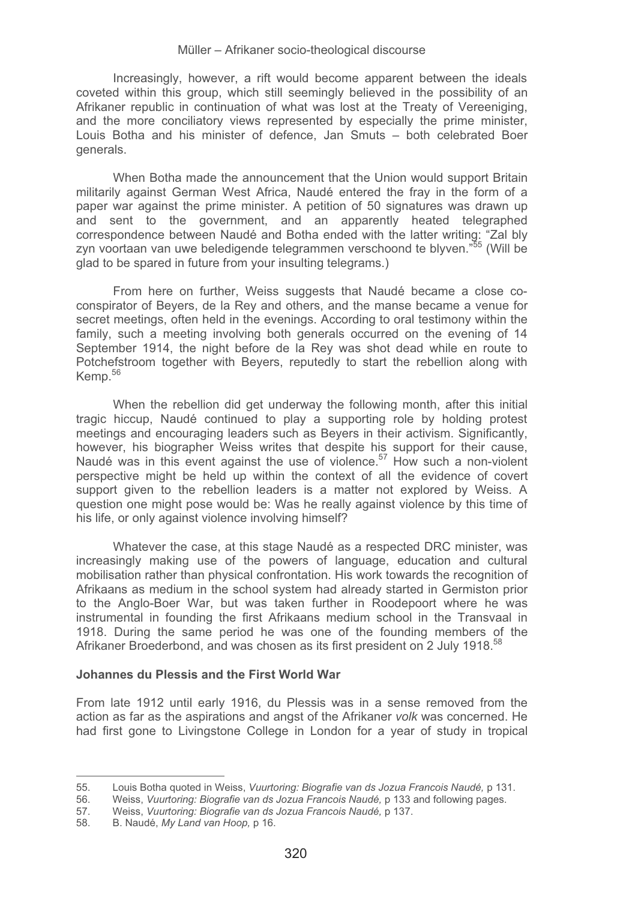Increasingly, however, a rift would become apparent between the ideals coveted within this group, which still seemingly believed in the possibility of an Afrikaner republic in continuation of what was lost at the Treaty of Vereeniging, and the more conciliatory views represented by especially the prime minister, Louis Botha and his minister of defence, Jan Smuts – both celebrated Boer generals.

When Botha made the announcement that the Union would support Britain militarily against German West Africa, Naudé entered the fray in the form of a paper war against the prime minister. A petition of 50 signatures was drawn up and sent to the government, and an apparently heated telegraphed correspondence between Naudé and Botha ended with the latter writing: "Zal bly zyn voortaan van uwe beledigende telegrammen verschoond te blyven."[55] (Will be glad to be spared in future from your insulting telegrams.)

From here on further, Weiss suggests that Naudé became a close co-conspirator of Beyers, de la Rey and others, and the manse became a venue for secret meetings, often held in the evenings. According to oral testimony within the family, such a meeting involving both generals occurred on the evening of 14 September 1914, the night before de la Rey was shot dead while en route to Potchefstroom together with Beyers, reputedly to start the rebellion along with Kemp.[56]

When the rebellion did get underway the following month, after this initial tragic hiccup, Naudé continued to play a supporting role by holding protest meetings and encouraging leaders such as Beyers in their activism. Significantly, however, his biographer Weiss writes that despite his support for their cause, Naudé was in this event against the use of violence.[57] How such a non-violent perspective might be held up within the context of all the evidence of covert support given to the rebellion leaders is a matter not explored by Weiss. A question one might pose would be: Was he really against violence by this time of his life, or only against violence involving himself?

Whatever the case, at this stage Naudé as a respected DRC minister, was increasingly making use of the powers of language, education and cultural mobilisation rather than physical confrontation. His work towards the recognition of Afrikaans as medium in the school system had already started in Germiston prior to the Anglo-Boer War, but was taken further in Roodepoort where he was instrumental in founding the first Afrikaans medium school in the Transvaal in 1918. During the same period he was one of the founding members of the Afrikaner Broederbond, and was chosen as its first president on 2 July 1918.[58]

**Johannes du Plessis and the First World War**

From late 1912 until early 1916, du Plessis was in a sense removed from the action as far as the aspirations and angst of the Afrikaner *volk* was concerned. He had first gone to Livingstone College in London for a year of study in tropical

---

55. Louis Botha quoted in Weiss, *Vuurtoring: Biografie van ds Jozua Francois Naudé,* p 131.
56. Weiss, *Vuurtoring: Biografie van ds Jozua Francois Naudé,* p 133 and following pages.
57. Weiss, *Vuurtoring: Biografie van ds Jozua Francois Naudé,* p 137.
58. B. Naudé, *My Land van Hoop,* p 16.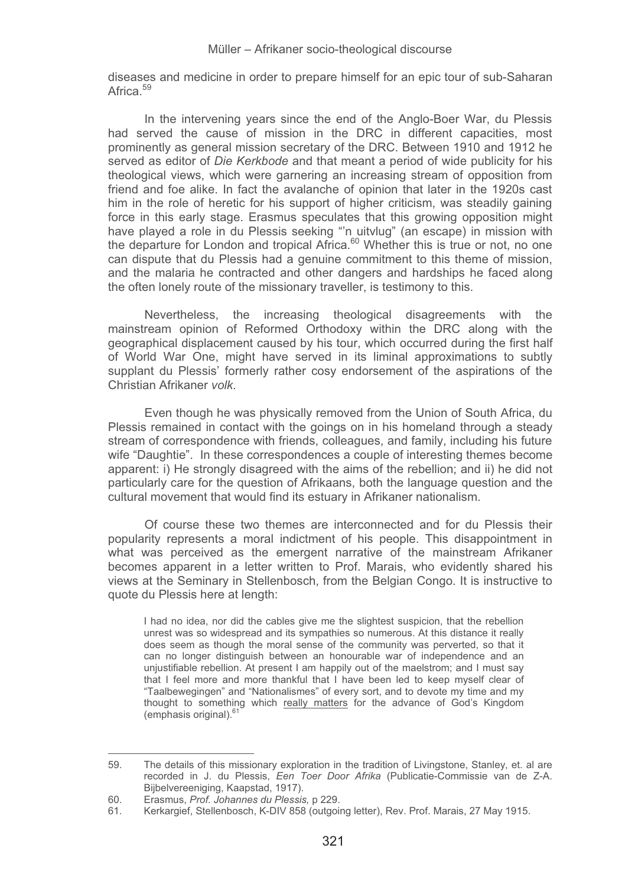diseases and medicine in order to prepare himself for an epic tour of sub-Saharan Africa.[59]

In the intervening years since the end of the Anglo-Boer War, du Plessis had served the cause of mission in the DRC in different capacities, most prominently as general mission secretary of the DRC. Between 1910 and 1912 he served as editor of *Die Kerkbode* and that meant a period of wide publicity for his theological views, which were garnering an increasing stream of opposition from friend and foe alike. In fact the avalanche of opinion that later in the 1920s cast him in the role of heretic for his support of higher criticism, was steadily gaining force in this early stage. Erasmus speculates that this growing opposition might have played a role in du Plessis seeking "'n uitvlug" (an escape) in mission with the departure for London and tropical Africa.[60] Whether this is true or not, no one can dispute that du Plessis had a genuine commitment to this theme of mission, and the malaria he contracted and other dangers and hardships he faced along the often lonely route of the missionary traveller, is testimony to this.

Nevertheless, the increasing theological disagreements with the mainstream opinion of Reformed Orthodoxy within the DRC along with the geographical displacement caused by his tour, which occurred during the first half of World War One, might have served in its liminal approximations to subtly supplant du Plessis' formerly rather cosy endorsement of the aspirations of the Christian Afrikaner *volk*.

Even though he was physically removed from the Union of South Africa, du Plessis remained in contact with the goings on in his homeland through a steady stream of correspondence with friends, colleagues, and family, including his future wife "Daughtie". In these correspondences a couple of interesting themes become apparent: i) He strongly disagreed with the aims of the rebellion; and ii) he did not particularly care for the question of Afrikaans, both the language question and the cultural movement that would find its estuary in Afrikaner nationalism.

Of course these two themes are interconnected and for du Plessis their popularity represents a moral indictment of his people. This disappointment in what was perceived as the emergent narrative of the mainstream Afrikaner becomes apparent in a letter written to Prof. Marais, who evidently shared his views at the Seminary in Stellenbosch, from the Belgian Congo. It is instructive to quote du Plessis here at length:

> I had no idea, nor did the cables give me the slightest suspicion, that the rebellion unrest was so widespread and its sympathies so numerous. At this distance it really does seem as though the moral sense of the community was perverted, so that it can no longer distinguish between an honourable war of independence and an unjustifiable rebellion. At present I am happily out of the maelstrom; and I must say that I feel more and more thankful that I have been led to keep myself clear of "Taalbewegingen" and "Nationalismes" of every sort, and to devote my time and my thought to something which <u>really matters</u> for the advance of God's Kingdom (emphasis original).[61]

---

59. The details of this missionary exploration in the tradition of Livingstone, Stanley, et. al are recorded in J. du Plessis, *Een Toer Door Afrika* (Publicatie-Commissie van de Z-A. Bijbelvereeniging, Kaapstad, 1917).
60. Erasmus, *Prof. Johannes du Plessis,* p 229.
61. Kerkargief, Stellenbosch, K-DIV 858 (outgoing letter), Rev. Prof. Marais, 27 May 1915.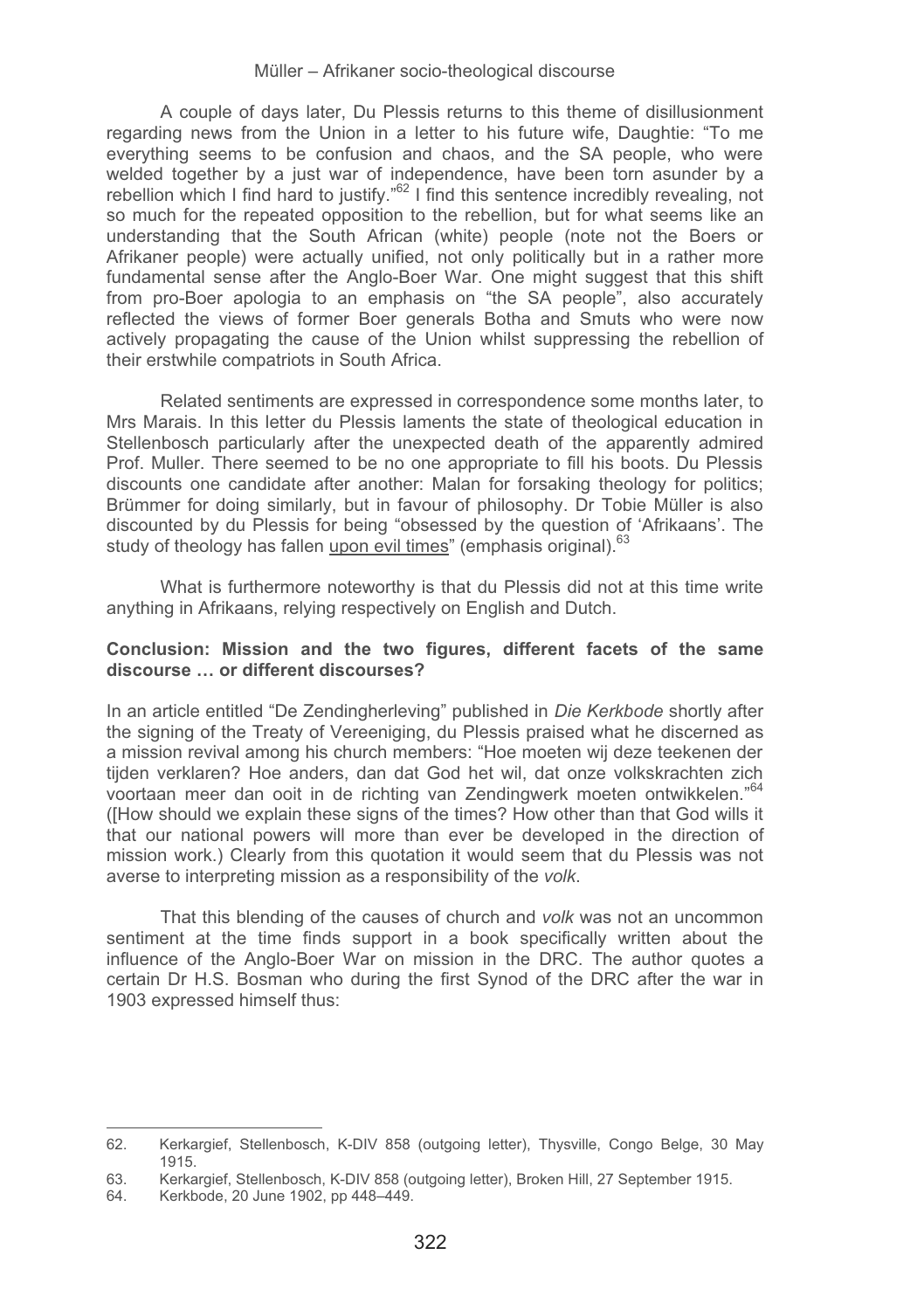A couple of days later, Du Plessis returns to this theme of disillusionment regarding news from the Union in a letter to his future wife, Daughtie: "To me everything seems to be confusion and chaos, and the SA people, who were welded together by a just war of independence, have been torn asunder by a rebellion which I find hard to justify."[62] I find this sentence incredibly revealing, not so much for the repeated opposition to the rebellion, but for what seems like an understanding that the South African (white) people (note not the Boers or Afrikaner people) were actually unified, not only politically but in a rather more fundamental sense after the Anglo-Boer War. One might suggest that this shift from pro-Boer apologia to an emphasis on "the SA people", also accurately reflected the views of former Boer generals Botha and Smuts who were now actively propagating the cause of the Union whilst suppressing the rebellion of their erstwhile compatriots in South Africa.

Related sentiments are expressed in correspondence some months later, to Mrs Marais. In this letter du Plessis laments the state of theological education in Stellenbosch particularly after the unexpected death of the apparently admired Prof. Muller. There seemed to be no one appropriate to fill his boots. Du Plessis discounts one candidate after another: Malan for forsaking theology for politics; Brümmer for doing similarly, but in favour of philosophy. Dr Tobie Müller is also discounted by du Plessis for being "obsessed by the question of 'Afrikaans'. The study of theology has fallen <u>upon evil times</u>" (emphasis original).[63]

What is furthermore noteworthy is that du Plessis did not at this time write anything in Afrikaans, relying respectively on English and Dutch.

**Conclusion: Mission and the two figures, different facets of the same discourse … or different discourses?**

In an article entitled "De Zendingherleving" published in *Die Kerkbode* shortly after the signing of the Treaty of Vereeniging, du Plessis praised what he discerned as a mission revival among his church members: "Hoe moeten wij deze teekenen der tijden verklaren? Hoe anders, dan dat God het wil, dat onze volkskrachten zich voortaan meer dan ooit in de richting van Zendingwerk moeten ontwikkelen."[64] ([How should we explain these signs of the times? How other than that God wills it that our national powers will more than ever be developed in the direction of mission work.) Clearly from this quotation it would seem that du Plessis was not averse to interpreting mission as a responsibility of the *volk*.

That this blending of the causes of church and *volk* was not an uncommon sentiment at the time finds support in a book specifically written about the influence of the Anglo-Boer War on mission in the DRC. The author quotes a certain Dr H.S. Bosman who during the first Synod of the DRC after the war in 1903 expressed himself thus:

---

62. Kerkargief, Stellenbosch, K-DIV 858 (outgoing letter), Thysville, Congo Belge, 30 May 1915.
63. Kerkargief, Stellenbosch, K-DIV 858 (outgoing letter), Broken Hill, 27 September 1915.
64. Kerkbode, 20 June 1902, pp 448–449.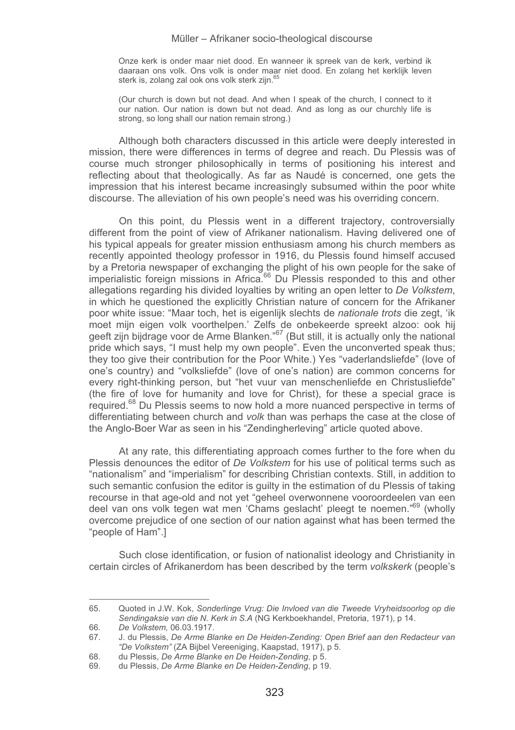> Onze kerk is onder maar niet dood. En wanneer ik spreek van de kerk, verbind ik daaraan ons volk. Ons volk is onder maar niet dood. En zolang het kerklijk leven sterk is, zolang zal ook ons volk sterk zijn.[65]
>
> (Our church is down but not dead. And when I speak of the church, I connect to it our nation. Our nation is down but not dead. And as long as our churchly life is strong, so long shall our nation remain strong.)

Although both characters discussed in this article were deeply interested in mission, there were differences in terms of degree and reach. Du Plessis was of course much stronger philosophically in terms of positioning his interest and reflecting about that theologically. As far as Naudé is concerned, one gets the impression that his interest became increasingly subsumed within the poor white discourse. The alleviation of his own people's need was his overriding concern.

On this point, du Plessis went in a different trajectory, controversially different from the point of view of Afrikaner nationalism. Having delivered one of his typical appeals for greater mission enthusiasm among his church members as recently appointed theology professor in 1916, du Plessis found himself accused by a Pretoria newspaper of exchanging the plight of his own people for the sake of imperialistic foreign missions in Africa.[66] Du Plessis responded to this and other allegations regarding his divided loyalties by writing an open letter to *De Volkstem*, in which he questioned the explicitly Christian nature of concern for the Afrikaner poor white issue: "Maar toch, het is eigenlijk slechts de *nationale trots* die zegt, 'ik moet mijn eigen volk voorthelpen.' Zelfs de onbekeerde spreekt alzoo: ook hij geeft zijn bijdrage voor de Arme Blanken."[67] (But still, it is actually only the national pride which says, "I must help my own people". Even the unconverted speak thus; they too give their contribution for the Poor White.) Yes "vaderlandsliefde" (love of one's country) and "volksliefde" (love of one's nation) are common concerns for every right-thinking person, but "het vuur van menschenliefde en Christusliefde" (the fire of love for humanity and love for Christ), for these a special grace is required.[68] Du Plessis seems to now hold a more nuanced perspective in terms of differentiating between church and *volk* than was perhaps the case at the close of the Anglo-Boer War as seen in his "Zendingherleving" article quoted above.

At any rate, this differentiating approach comes further to the fore when du Plessis denounces the editor of *De Volkstem* for his use of political terms such as "nationalism" and "imperialism" for describing Christian contexts. Still, in addition to such semantic confusion the editor is guilty in the estimation of du Plessis of taking recourse in that age-old and not yet "geheel overwonnene vooroordeelen van een deel van ons volk tegen wat men 'Chams geslacht' pleegt te noemen."[69] (wholly overcome prejudice of one section of our nation against what has been termed the "people of Ham".]

Such close identification, or fusion of nationalist ideology and Christianity in certain circles of Afrikanerdom has been described by the term *volkskerk* (people's

---

65. Quoted in J.W. Kok, *Sonderlinge Vrug: Die Invloed van die Tweede Vryheidsoorlog op die Sendingaksie van die N. Kerk in S.A* (NG Kerkboekhandel, Pretoria, 1971), p 14.
66. *De Volkstem,* 06.03.1917.
67. J. du Plessis, *De Arme Blanke en De Heiden-Zending: Open Brief aan den Redacteur van "De Volkstem"* (ZA Bijbel Vereeniging, Kaapstad, 1917), p 5.
68. du Plessis, *De Arme Blanke en De Heiden-Zending*, p 5.
69. du Plessis, *De Arme Blanke en De Heiden-Zending*, p 19.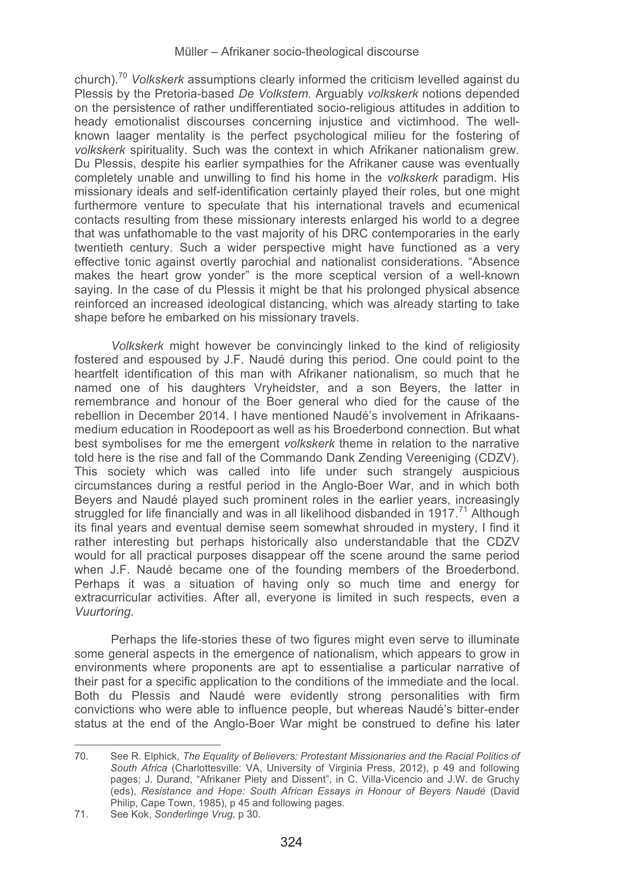church).[70] *Volkskerk* assumptions clearly informed the criticism levelled against du Plessis by the Pretoria-based *De Volkstem*. Arguably *volkskerk* notions depended on the persistence of rather undifferentiated socio-religious attitudes in addition to heady emotionalist discourses concerning injustice and victimhood. The well-known laager mentality is the perfect psychological milieu for the fostering of *volkskerk* spirituality. Such was the context in which Afrikaner nationalism grew. Du Plessis, despite his earlier sympathies for the Afrikaner cause was eventually completely unable and unwilling to find his home in the *volkskerk* paradigm. His missionary ideals and self-identification certainly played their roles, but one might furthermore venture to speculate that his international travels and ecumenical contacts resulting from these missionary interests enlarged his world to a degree that was unfathomable to the vast majority of his DRC contemporaries in the early twentieth century. Such a wider perspective might have functioned as a very effective tonic against overtly parochial and nationalist considerations. "Absence makes the heart grow yonder" is the more sceptical version of a well-known saying. In the case of du Plessis it might be that his prolonged physical absence reinforced an increased ideological distancing, which was already starting to take shape before he embarked on his missionary travels.

*Volkskerk* might however be convincingly linked to the kind of religiosity fostered and espoused by J.F. Naudé during this period. One could point to the heartfelt identification of this man with Afrikaner nationalism, so much that he named one of his daughters Vryheidster, and a son Beyers, the latter in remembrance and honour of the Boer general who died for the cause of the rebellion in December 2014. I have mentioned Naudé's involvement in Afrikaans-medium education in Roodepoort as well as his Broederbond connection. But what best symbolises for me the emergent *volkskerk* theme in relation to the narrative told here is the rise and fall of the Commando Dank Zending Vereeniging (CDZV). This society which was called into life under such strangely auspicious circumstances during a restful period in the Anglo-Boer War, and in which both Beyers and Naudé played such prominent roles in the earlier years, increasingly struggled for life financially and was in all likelihood disbanded in 1917.[71] Although its final years and eventual demise seem somewhat shrouded in mystery, I find it rather interesting but perhaps historically also understandable that the CDZV would for all practical purposes disappear off the scene around the same period when J.F. Naudé became one of the founding members of the Broederbond. Perhaps it was a situation of having only so much time and energy for extracurricular activities. After all, everyone is limited in such respects, even a *Vuurtoring*.

Perhaps the life-stories these of two figures might even serve to illuminate some general aspects in the emergence of nationalism, which appears to grow in environments where proponents are apt to essentialise a particular narrative of their past for a specific application to the conditions of the immediate and the local. Both du Plessis and Naudé were evidently strong personalities with firm convictions who were able to influence people, but whereas Naudé's bitter-ender status at the end of the Anglo-Boer War might be construed to define his later

---

70. See R. Elphick, *The Equality of Believers: Protestant Missionaries and the Racial Politics of South Africa* (Charlottesville: VA, University of Virginia Press, 2012), p 49 and following pages; J. Durand, "Afrikaner Piety and Dissent", in C. Villa-Vicencio and J.W. de Gruchy (eds), *Resistance and Hope: South African Essays in Honour of Beyers Naudé* (David Philip, Cape Town, 1985), p 45 and following pages.

71. See Kok, *Sonderlinge Vrug,* p 30.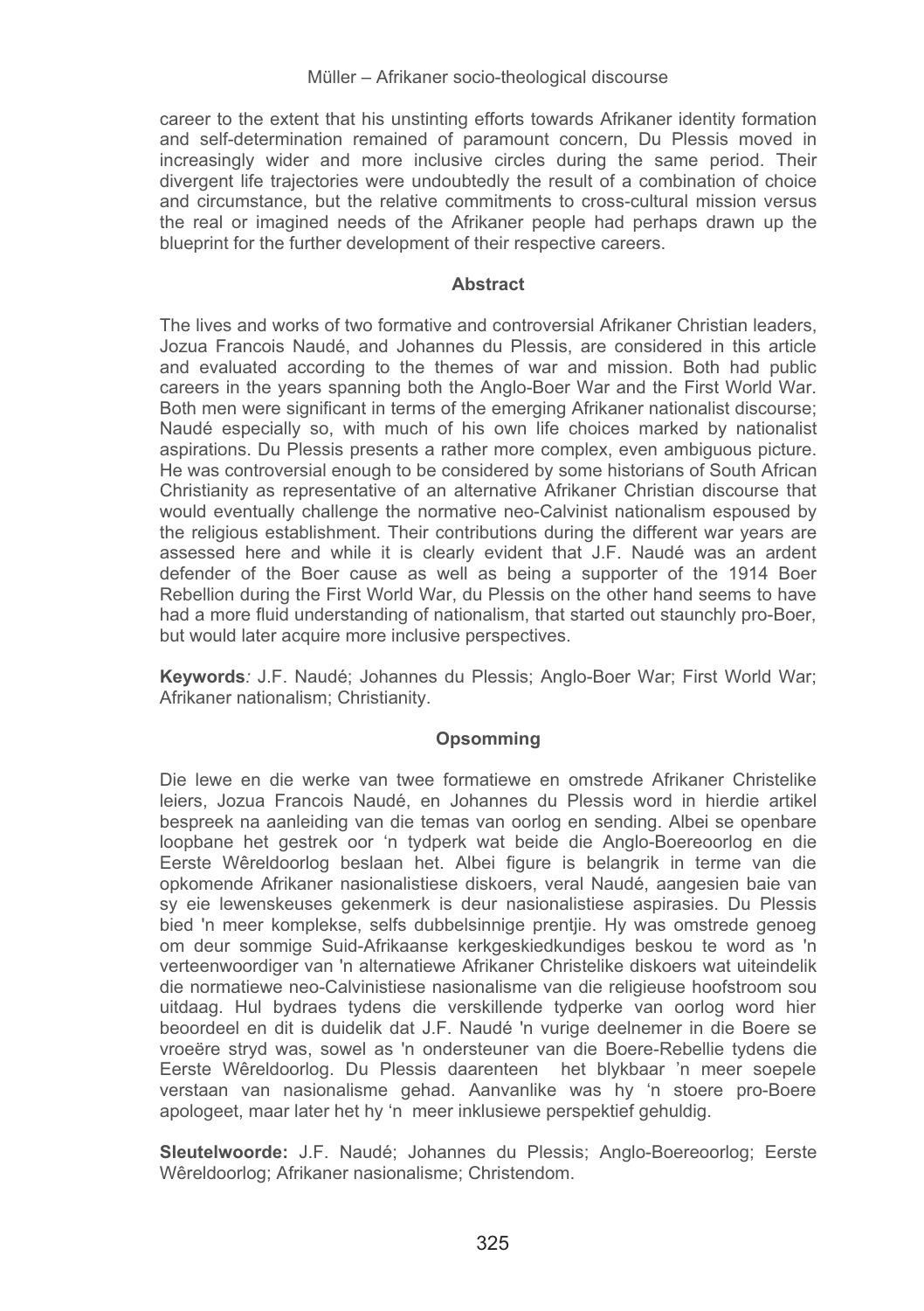career to the extent that his unstinting efforts towards Afrikaner identity formation and self-determination remained of paramount concern, Du Plessis moved in increasingly wider and more inclusive circles during the same period. Their divergent life trajectories were undoubtedly the result of a combination of choice and circumstance, but the relative commitments to cross-cultural mission versus the real or imagined needs of the Afrikaner people had perhaps drawn up the blueprint for the further development of their respective careers.

### Abstract

The lives and works of two formative and controversial Afrikaner Christian leaders, Jozua Francois Naudé, and Johannes du Plessis, are considered in this article and evaluated according to the themes of war and mission. Both had public careers in the years spanning both the Anglo-Boer War and the First World War. Both men were significant in terms of the emerging Afrikaner nationalist discourse; Naudé especially so, with much of his own life choices marked by nationalist aspirations. Du Plessis presents a rather more complex, even ambiguous picture. He was controversial enough to be considered by some historians of South African Christianity as representative of an alternative Afrikaner Christian discourse that would eventually challenge the normative neo-Calvinist nationalism espoused by the religious establishment. Their contributions during the different war years are assessed here and while it is clearly evident that J.F. Naudé was an ardent defender of the Boer cause as well as being a supporter of the 1914 Boer Rebellion during the First World War, du Plessis on the other hand seems to have had a more fluid understanding of nationalism, that started out staunchly pro-Boer, but would later acquire more inclusive perspectives.

**Keywords***:* J.F. Naudé; Johannes du Plessis; Anglo-Boer War; First World War; Afrikaner nationalism; Christianity.

### Opsomming

Die lewe en die werke van twee formatiewe en omstrede Afrikaner Christelike leiers, Jozua Francois Naudé, en Johannes du Plessis word in hierdie artikel bespreek na aanleiding van die temas van oorlog en sending. Albei se openbare loopbane het gestrek oor 'n tydperk wat beide die Anglo-Boereoorlog en die Eerste Wêreldoorlog beslaan het. Albei figure is belangrik in terme van die opkomende Afrikaner nasionalistiese diskoers, veral Naudé, aangesien baie van sy eie lewenskeuses gekenmerk is deur nasionalistiese aspirasies. Du Plessis bied 'n meer komplekse, selfs dubbelsinnige prentjie. Hy was omstrede genoeg om deur sommige Suid-Afrikaanse kerkgeskiedkundiges beskou te word as 'n verteenwoordiger van 'n alternatiewe Afrikaner Christelike diskoers wat uiteindelik die normatiewe neo-Calvinistiese nasionalisme van die religieuse hoofstroom sou uitdaag. Hul bydraes tydens die verskillende tydperke van oorlog word hier beoordeel en dit is duidelik dat J.F. Naudé 'n vurige deelnemer in die Boere se vroeëre stryd was, sowel as 'n ondersteuner van die Boere-Rebellie tydens die Eerste Wêreldoorlog. Du Plessis daarenteen het blykbaar 'n meer soepele verstaan van nasionalisme gehad. Aanvanlike was hy 'n stoere pro-Boere apologeet, maar later het hy 'n meer inklusiewe perspektief gehuldig.

**Sleutelwoorde:** J.F. Naudé; Johannes du Plessis; Anglo-Boereoorlog; Eerste Wêreldoorlog; Afrikaner nasionalisme; Christendom.